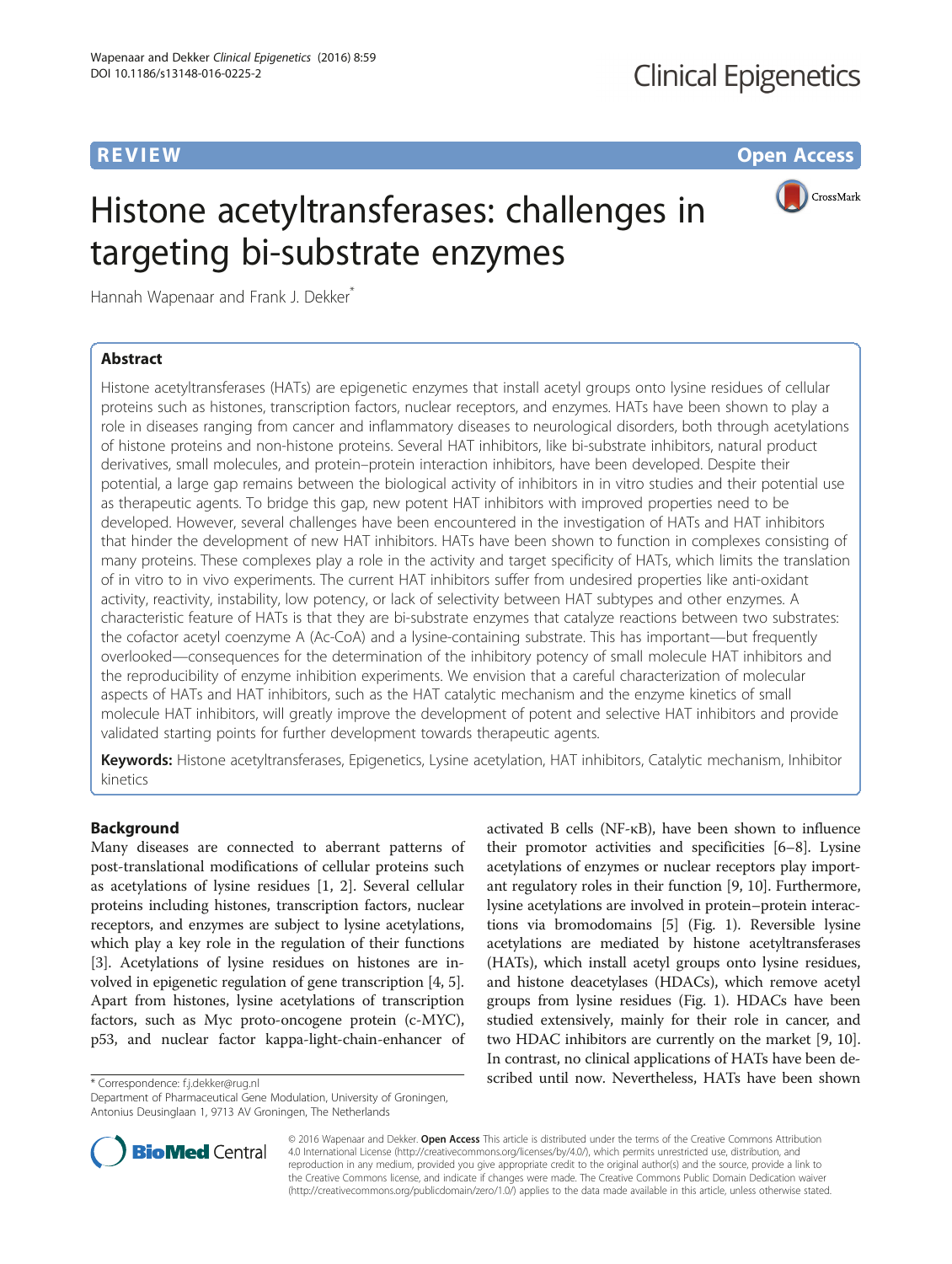**REVIEW** **Open Access**

# Histone acetyltransferases: challenges in targeting bi-substrate enzymes

Hannah Wapenaar and Frank J. Dekker*

## Abstract

Histone acetyltransferases (HATs) are epigenetic enzymes that install acetyl groups onto lysine residues of cellular proteins such as histones, transcription factors, nuclear receptors, and enzymes. HATs have been shown to play a role in diseases ranging from cancer and inflammatory diseases to neurological disorders, both through acetylations of histone proteins and non-histone proteins. Several HAT inhibitors, like bi-substrate inhibitors, natural product derivatives, small molecules, and protein–protein interaction inhibitors, have been developed. Despite their potential, a large gap remains between the biological activity of inhibitors in in vitro studies and their potential use as therapeutic agents. To bridge this gap, new potent HAT inhibitors with improved properties need to be developed. However, several challenges have been encountered in the investigation of HATs and HAT inhibitors that hinder the development of new HAT inhibitors. HATs have been shown to function in complexes consisting of many proteins. These complexes play a role in the activity and target specificity of HATs, which limits the translation of in vitro to in vivo experiments. The current HAT inhibitors suffer from undesired properties like anti-oxidant activity, reactivity, instability, low potency, or lack of selectivity between HAT subtypes and other enzymes. A characteristic feature of HATs is that they are bi-substrate enzymes that catalyze reactions between two substrates: the cofactor acetyl coenzyme A (Ac-CoA) and a lysine-containing substrate. This has important—but frequently overlooked—consequences for the determination of the inhibitory potency of small molecule HAT inhibitors and the reproducibility of enzyme inhibition experiments. We envision that a careful characterization of molecular aspects of HATs and HAT inhibitors, such as the HAT catalytic mechanism and the enzyme kinetics of small molecule HAT inhibitors, will greatly improve the development of potent and selective HAT inhibitors and provide validated starting points for further development towards therapeutic agents.

**Keywords:** Histone acetyltransferases, Epigenetics, Lysine acetylation, HAT inhibitors, Catalytic mechanism, Inhibitor kinetics

## Background

Many diseases are connected to aberrant patterns of post-translational modifications of cellular proteins such as acetylations of lysine residues [1, 2]. Several cellular proteins including histones, transcription factors, nuclear receptors, and enzymes are subject to lysine acetylations, which play a key role in the regulation of their functions [3]. Acetylations of lysine residues on histones are involved in epigenetic regulation of gene transcription [4, 5]. Apart from histones, lysine acetylations of transcription factors, such as Myc proto-oncogene protein (c-MYC), p53, and nuclear factor kappa-light-chain-enhancer of activated B cells (NF-κB), have been shown to influence their promotor activities and specificities [6–8]. Lysine acetylations of enzymes or nuclear receptors play important regulatory roles in their function [9, 10]. Furthermore, lysine acetylations are involved in protein–protein interactions via bromodomains [5] (Fig. 1). Reversible lysine acetylations are mediated by histone acetyltransferases (HATs), which install acetyl groups onto lysine residues, and histone deacetylases (HDACs), which remove acetyl groups from lysine residues (Fig. 1). HDACs have been studied extensively, mainly for their role in cancer, and two HDAC inhibitors are currently on the market [9, 10]. In contrast, no clinical applications of HATs have been described until now. Nevertheless, HATs have been shown

* Correspondence: f.j.dekker@rug.nl
Department of Pharmaceutical Gene Modulation, University of Groningen, Antonius Deusinglaan 1, 9713 AV Groningen, The Netherlands

© 2016 Wapenaar and Dekker. **Open Access** This article is distributed under the terms of the Creative Commons Attribution 4.0 International License (http://creativecommons.org/licenses/by/4.0/), which permits unrestricted use, distribution, and reproduction in any medium, provided you give appropriate credit to the original author(s) and the source, provide a link to the Creative Commons license, and indicate if changes were made. The Creative Commons Public Domain Dedication waiver (http://creativecommons.org/publicdomain/zero/1.0/) applies to the data made available in this article, unless otherwise stated.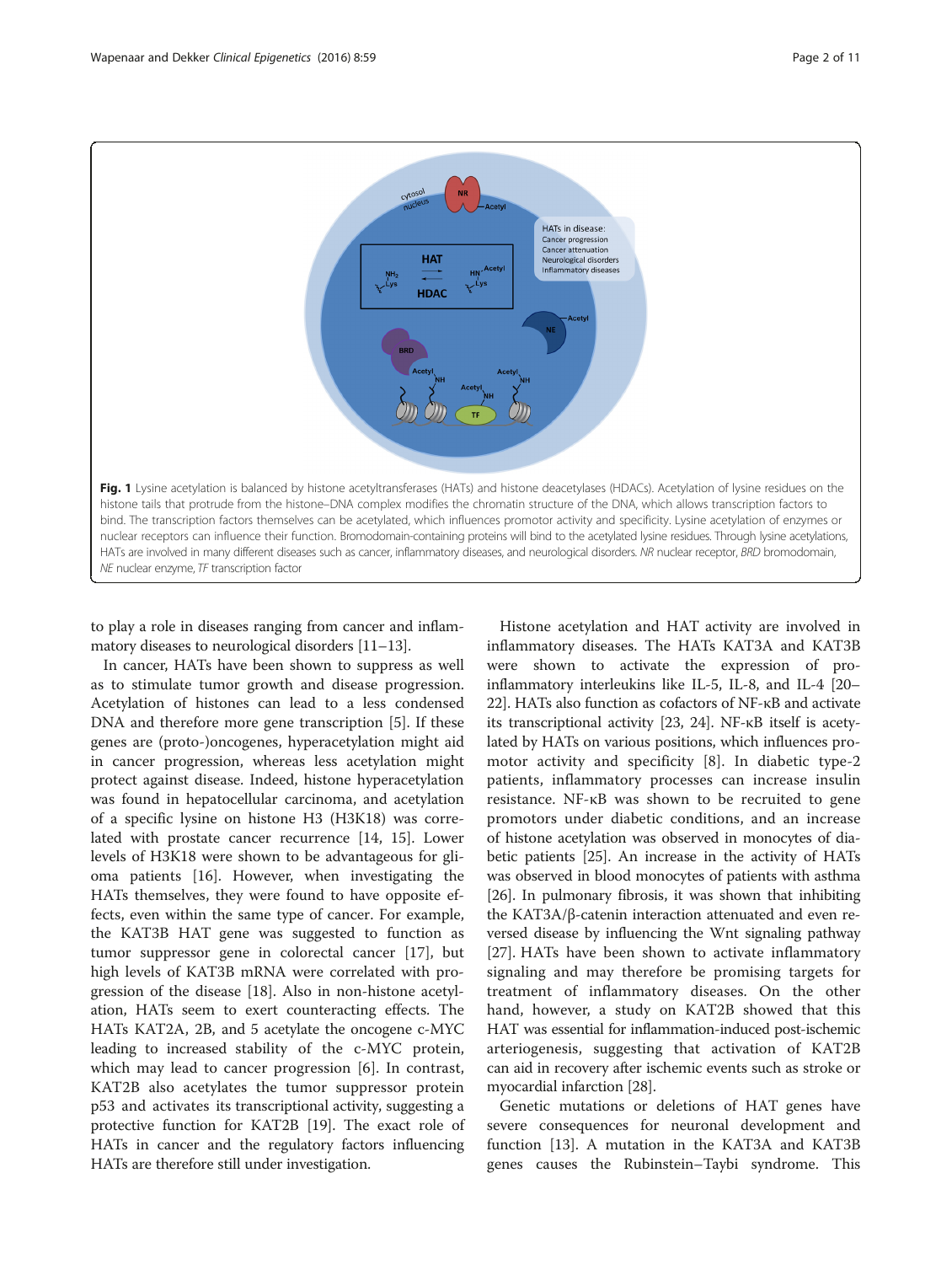Fig. 1 Lysine acetylation is balanced by histone acetyltransferases (HATs) and histone deacetylases (HDACs). Acetylation of lysine residues on the histone tails that protrude from the histone–DNA complex modifies the chromatin structure of the DNA, which allows transcription factors to bind. The transcription factors themselves can be acetylated, which influences promotor activity and specificity. Lysine acetylation of enzymes or nuclear receptors can influence their function. Bromodomain-containing proteins will bind to the acetylated lysine residues. Through lysine acetylations, HATs are involved in many different diseases such as cancer, inflammatory diseases, and neurological disorders. *NR* nuclear receptor, *BRD* bromodomain, *NE* nuclear enzyme, *TF* transcription factor

to play a role in diseases ranging from cancer and inflammatory diseases to neurological disorders [11–13].

In cancer, HATs have been shown to suppress as well as to stimulate tumor growth and disease progression. Acetylation of histones can lead to a less condensed DNA and therefore more gene transcription [5]. If these genes are (proto-)oncogenes, hyperacetylation might aid in cancer progression, whereas less acetylation might protect against disease. Indeed, histone hyperacetylation was found in hepatocellular carcinoma, and acetylation of a specific lysine on histone H3 (H3K18) was correlated with prostate cancer recurrence [14, 15]. Lower levels of H3K18 were shown to be advantageous for glioma patients [16]. However, when investigating the HATs themselves, they were found to have opposite effects, even within the same type of cancer. For example, the KAT3B HAT gene was suggested to function as tumor suppressor gene in colorectal cancer [17], but high levels of KAT3B mRNA were correlated with progression of the disease [18]. Also in non-histone acetylation, HATs seem to exert counteracting effects. The HATs KAT2A, 2B, and 5 acetylate the oncogene c-MYC leading to increased stability of the c-MYC protein, which may lead to cancer progression [6]. In contrast, KAT2B also acetylates the tumor suppressor protein p53 and activates its transcriptional activity, suggesting a protective function for KAT2B [19]. The exact role of HATs in cancer and the regulatory factors influencing HATs are therefore still under investigation.

Histone acetylation and HAT activity are involved in inflammatory diseases. The HATs KAT3A and KAT3B were shown to activate the expression of pro-inflammatory interleukins like IL-5, IL-8, and IL-4 [20–22]. HATs also function as cofactors of NF-κB and activate its transcriptional activity [23, 24]. NF-κB itself is acetylated by HATs on various positions, which influences promotor activity and specificity [8]. In diabetic type-2 patients, inflammatory processes can increase insulin resistance. NF-κB was shown to be recruited to gene promotors under diabetic conditions, and an increase of histone acetylation was observed in monocytes of diabetic patients [25]. An increase in the activity of HATs was observed in blood monocytes of patients with asthma [26]. In pulmonary fibrosis, it was shown that inhibiting the KAT3A/β-catenin interaction attenuated and even reversed disease by influencing the Wnt signaling pathway [27]. HATs have been shown to activate inflammatory signaling and may therefore be promising targets for treatment of inflammatory diseases. On the other hand, however, a study on KAT2B showed that this HAT was essential for inflammation-induced post-ischemic arteriogenesis, suggesting that activation of KAT2B can aid in recovery after ischemic events such as stroke or myocardial infarction [28].

Genetic mutations or deletions of HAT genes have severe consequences for neuronal development and function [13]. A mutation in the KAT3A and KAT3B genes causes the Rubinstein–Taybi syndrome. This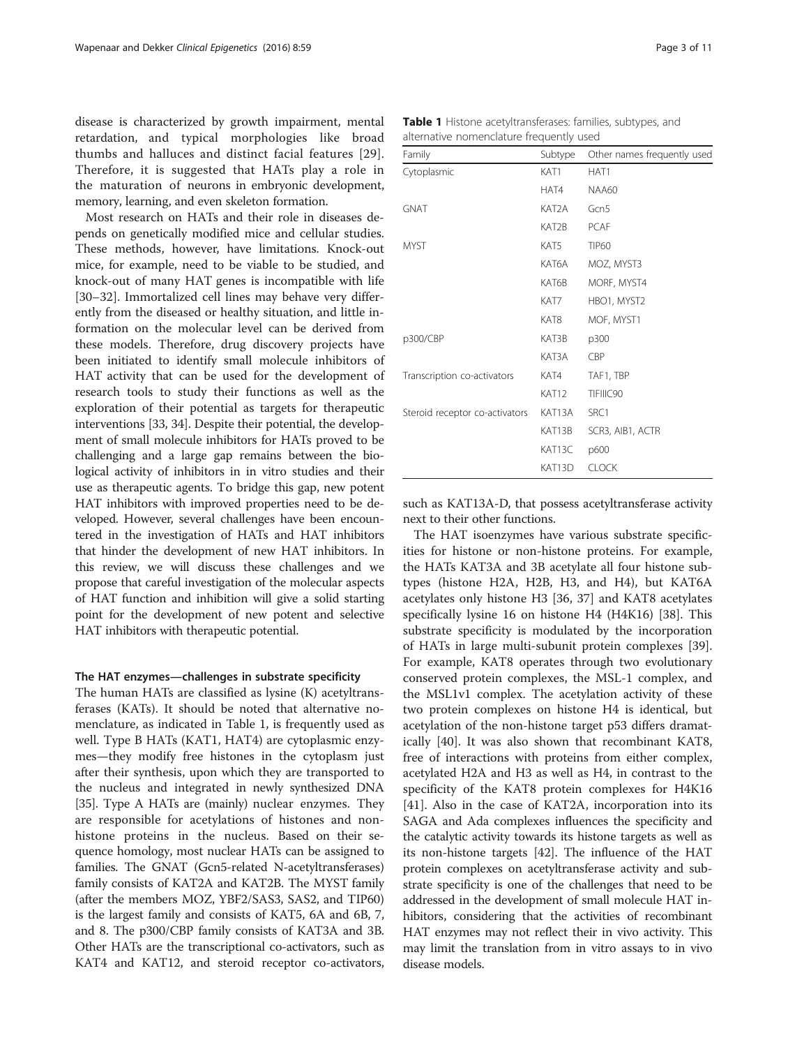disease is characterized by growth impairment, mental retardation, and typical morphologies like broad thumbs and halluces and distinct facial features [29]. Therefore, it is suggested that HATs play a role in the maturation of neurons in embryonic development, memory, learning, and even skeleton formation.

Most research on HATs and their role in diseases depends on genetically modified mice and cellular studies. These methods, however, have limitations. Knock-out mice, for example, need to be viable to be studied, and knock-out of many HAT genes is incompatible with life [30–32]. Immortalized cell lines may behave very differently from the diseased or healthy situation, and little information on the molecular level can be derived from these models. Therefore, drug discovery projects have been initiated to identify small molecule inhibitors of HAT activity that can be used for the development of research tools to study their functions as well as the exploration of their potential as targets for therapeutic interventions [33, 34]. Despite their potential, the development of small molecule inhibitors for HATs proved to be challenging and a large gap remains between the biological activity of inhibitors in in vitro studies and their use as therapeutic agents. To bridge this gap, new potent HAT inhibitors with improved properties need to be developed. However, several challenges have been encountered in the investigation of HATs and HAT inhibitors that hinder the development of new HAT inhibitors. In this review, we will discuss these challenges and we propose that careful investigation of the molecular aspects of HAT function and inhibition will give a solid starting point for the development of new potent and selective HAT inhibitors with therapeutic potential.

### The HAT enzymes—challenges in substrate specificity

The human HATs are classified as lysine (K) acetyltransferases (KATs). It should be noted that alternative nomenclature, as indicated in Table 1, is frequently used as well. Type B HATs (KAT1, HAT4) are cytoplasmic enzymes—they modify free histones in the cytoplasm just after their synthesis, upon which they are transported to the nucleus and integrated in newly synthesized DNA [35]. Type A HATs are (mainly) nuclear enzymes. They are responsible for acetylations of histones and non-histone proteins in the nucleus. Based on their sequence homology, most nuclear HATs can be assigned to families. The GNAT (Gcn5-related N-acetyltransferases) family consists of KAT2A and KAT2B. The MYST family (after the members MOZ, YBF2/SAS3, SAS2, and TIP60) is the largest family and consists of KAT5, 6A and 6B, 7, and 8. The p300/CBP family consists of KAT3A and 3B. Other HATs are the transcriptional co-activators, such as KAT4 and KAT12, and steroid receptor co-activators, such as KAT13A-D, that possess acetyltransferase activity next to their other functions.

**Table 1** Histone acetyltransferases: families, subtypes, and alternative nomenclature frequently used

| Family | Subtype | Other names frequently used |
|---|---|---|
| Cytoplasmic | KAT1 | HAT1 |
| | HAT4 | NAA60 |
| GNAT | KAT2A | Gcn5 |
| | KAT2B | PCAF |
| MYST | KAT5 | TIP60 |
| | KAT6A | MOZ, MYST3 |
| | KAT6B | MORF, MYST4 |
| | KAT7 | HBO1, MYST2 |
| | KAT8 | MOF, MYST1 |
| p300/CBP | KAT3B | p300 |
| | KAT3A | CBP |
| Transcription co-activators | KAT4 | TAF1, TBP |
| | KAT12 | TIFIIIC90 |
| Steroid receptor co-activators | KAT13A | SRC1 |
| | KAT13B | SCR3, AIB1, ACTR |
| | KAT13C | p600 |
| | KAT13D | CLOCK |

The HAT isoenzymes have various substrate specificities for histone or non-histone proteins. For example, the HATs KAT3A and 3B acetylate all four histone subtypes (histone H2A, H2B, H3, and H4), but KAT6A acetylates only histone H3 [36, 37] and KAT8 acetylates specifically lysine 16 on histone H4 (H4K16) [38]. This substrate specificity is modulated by the incorporation of HATs in large multi-subunit protein complexes [39]. For example, KAT8 operates through two evolutionary conserved protein complexes, the MSL-1 complex, and the MSL1v1 complex. The acetylation activity of these two protein complexes on histone H4 is identical, but acetylation of the non-histone target p53 differs dramatically [40]. It was also shown that recombinant KAT8, free of interactions with proteins from either complex, acetylated H2A and H3 as well as H4, in contrast to the specificity of the KAT8 protein complexes for H4K16 [41]. Also in the case of KAT2A, incorporation into its SAGA and Ada complexes influences the specificity and the catalytic activity towards its histone targets as well as its non-histone targets [42]. The influence of the HAT protein complexes on acetyltransferase activity and substrate specificity is one of the challenges that need to be addressed in the development of small molecule HAT inhibitors, considering that the activities of recombinant HAT enzymes may not reflect their in vivo activity. This may limit the translation from in vitro assays to in vivo disease models.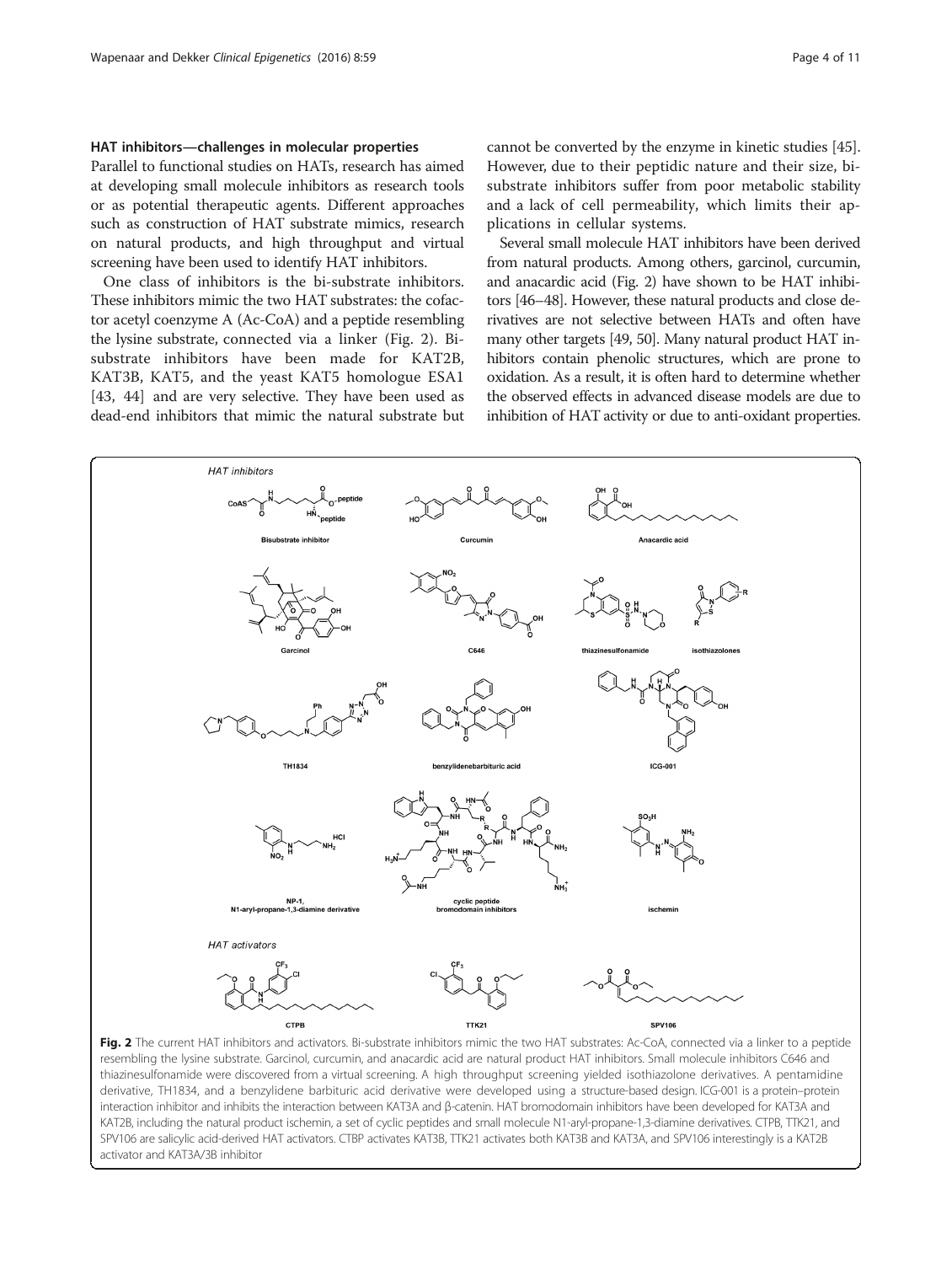### HAT inhibitors—challenges in molecular properties

Parallel to functional studies on HATs, research has aimed at developing small molecule inhibitors as research tools or as potential therapeutic agents. Different approaches such as construction of HAT substrate mimics, research on natural products, and high throughput and virtual screening have been used to identify HAT inhibitors.

One class of inhibitors is the bi-substrate inhibitors. These inhibitors mimic the two HAT substrates: the cofactor acetyl coenzyme A (Ac-CoA) and a peptide resembling the lysine substrate, connected via a linker (Fig. 2). Bi-substrate inhibitors have been made for KAT2B, KAT3B, KAT5, and the yeast KAT5 homologue ESA1 [43, 44] and are very selective. They have been used as dead-end inhibitors that mimic the natural substrate but cannot be converted by the enzyme in kinetic studies [45]. However, due to their peptidic nature and their size, bi-substrate inhibitors suffer from poor metabolic stability and a lack of cell permeability, which limits their applications in cellular systems.

Several small molecule HAT inhibitors have been derived from natural products. Among others, garcinol, curcumin, and anacardic acid (Fig. 2) have shown to be HAT inhibitors [46–48]. However, these natural products and close derivatives are not selective between HATs and often have many other targets [49, 50]. Many natural product HAT inhibitors contain phenolic structures, which are prone to oxidation. As a result, it is often hard to determine whether the observed effects in advanced disease models are due to inhibition of HAT activity or due to anti-oxidant properties.

**Fig. 2** The current HAT inhibitors and activators. Bi-substrate inhibitors mimic the two HAT substrates: Ac-CoA, connected via a linker to a peptide resembling the lysine substrate. Garcinol, curcumin, and anacardic acid are natural product HAT inhibitors. Small molecule inhibitors C646 and thiazinesulfonamide were discovered from a virtual screening. A high throughput screening yielded isothiazolone derivatives. A pentamidine derivative, TH1834, and a benzylidene barbituric acid derivative were developed using a structure-based design. ICG-001 is a protein–protein interaction inhibitor and inhibits the interaction between KAT3A and β-catenin. HAT bromodomain inhibitors have been developed for KAT3A and KAT2B, including the natural product ischemin, a set of cyclic peptides and small molecule N1-aryl-propane-1,3-diamine derivatives. CTPB, TTK21, and SPV106 are salicylic acid-derived HAT activators. CTBP activates KAT3B, TTK21 activates both KAT3B and KAT3A, and SPV106 interestingly is a KAT2B activator and KAT3A/3B inhibitor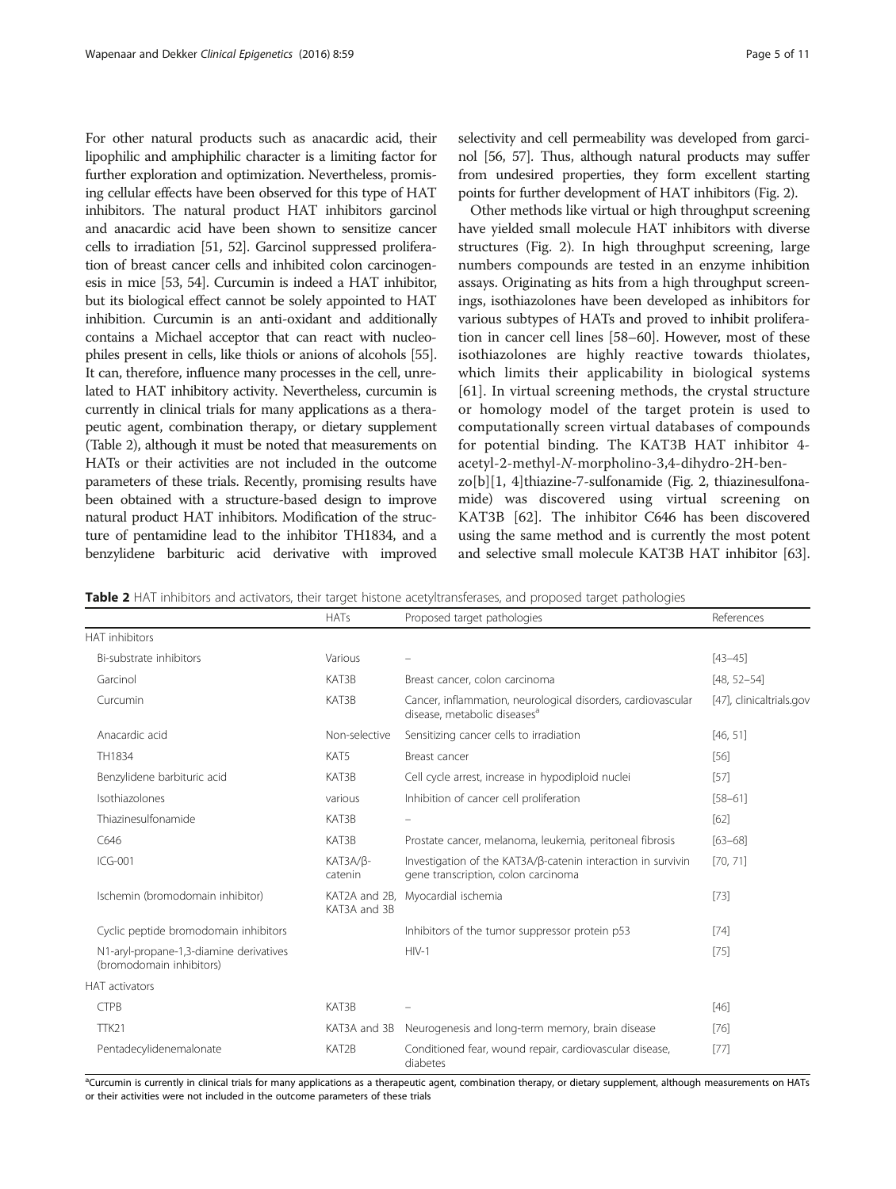For other natural products such as anacardic acid, their lipophilic and amphiphilic character is a limiting factor for further exploration and optimization. Nevertheless, promising cellular effects have been observed for this type of HAT inhibitors. The natural product HAT inhibitors garcinol and anacardic acid have been shown to sensitize cancer cells to irradiation [51, 52]. Garcinol suppressed proliferation of breast cancer cells and inhibited colon carcinogenesis in mice [53, 54]. Curcumin is indeed a HAT inhibitor, but its biological effect cannot be solely appointed to HAT inhibition. Curcumin is an anti-oxidant and additionally contains a Michael acceptor that can react with nucleophiles present in cells, like thiols or anions of alcohols [55]. It can, therefore, influence many processes in the cell, unrelated to HAT inhibitory activity. Nevertheless, curcumin is currently in clinical trials for many applications as a therapeutic agent, combination therapy, or dietary supplement (Table 2), although it must be noted that measurements on HATs or their activities are not included in the outcome parameters of these trials. Recently, promising results have been obtained with a structure-based design to improve natural product HAT inhibitors. Modification of the structure of pentamidine lead to the inhibitor TH1834, and a benzylidene barbituric acid derivative with improved selectivity and cell permeability was developed from garcinol [56, 57]. Thus, although natural products may suffer from undesired properties, they form excellent starting points for further development of HAT inhibitors (Fig. 2).

Other methods like virtual or high throughput screening have yielded small molecule HAT inhibitors with diverse structures (Fig. 2). In high throughput screening, large numbers compounds are tested in an enzyme inhibition assays. Originating as hits from a high throughput screenings, isothiazolones have been developed as inhibitors for various subtypes of HATs and proved to inhibit proliferation in cancer cell lines [58–60]. However, most of these isothiazolones are highly reactive towards thiolates, which limits their applicability in biological systems [61]. In virtual screening methods, the crystal structure or homology model of the target protein is used to computationally screen virtual databases of compounds for potential binding. The KAT3B HAT inhibitor 4-acetyl-2-methyl-*N*-morpholino-3,4-dihydro-2H-benzo[b][1, 4]thiazine-7-sulfonamide (Fig. 2, thiazinesulfonamide) was discovered using virtual screening on KAT3B [62]. The inhibitor C646 has been discovered using the same method and is currently the most potent and selective small molecule KAT3B HAT inhibitor [63].

**Table 2** HAT inhibitors and activators, their target histone acetyltransferases, and proposed target pathologies

| | HATs | Proposed target pathologies | References |
|---|---|---|---|
| HAT inhibitors | | | |
| Bi-substrate inhibitors | Various | – | [43–45] |
| Garcinol | KAT3B | Breast cancer, colon carcinoma | [48, 52–54] |
| Curcumin | KAT3B | Cancer, inflammation, neurological disorders, cardiovascular disease, metabolic diseases[a] | [47], clinicaltrials.gov |
| Anacardic acid | Non-selective | Sensitizing cancer cells to irradiation | [46, 51] |
| TH1834 | KAT5 | Breast cancer | [56] |
| Benzylidene barbituric acid | KAT3B | Cell cycle arrest, increase in hypodiploid nuclei | [57] |
| Isothiazolones | various | Inhibition of cancer cell proliferation | [58–61] |
| Thiazinesulfonamide | KAT3B | – | [62] |
| C646 | KAT3B | Prostate cancer, melanoma, leukemia, peritoneal fibrosis | [63–68] |
| ICG-001 | KAT3A/β-catenin | Investigation of the KAT3A/β-catenin interaction in survivin gene transcription, colon carcinoma | [70, 71] |
| Ischemin (bromodomain inhibitor) | KAT2A and 2B, KAT3A and 3B | Myocardial ischemia | [73] |
| Cyclic peptide bromodomain inhibitors | | Inhibitors of the tumor suppressor protein p53 | [74] |
| N1-aryl-propane-1,3-diamine derivatives (bromodomain inhibitors) | | HIV-1 | [75] |
| HAT activators | | | |
| CTPB | KAT3B | – | [46] |
| TTK21 | KAT3A and 3B | Neurogenesis and long-term memory, brain disease | [76] |
| Pentadecylidenemalonate | KAT2B | Conditioned fear, wound repair, cardiovascular disease, diabetes | [77] |

[a]Curcumin is currently in clinical trials for many applications as a therapeutic agent, combination therapy, or dietary supplement, although measurements on HATs or their activities were not included in the outcome parameters of these trials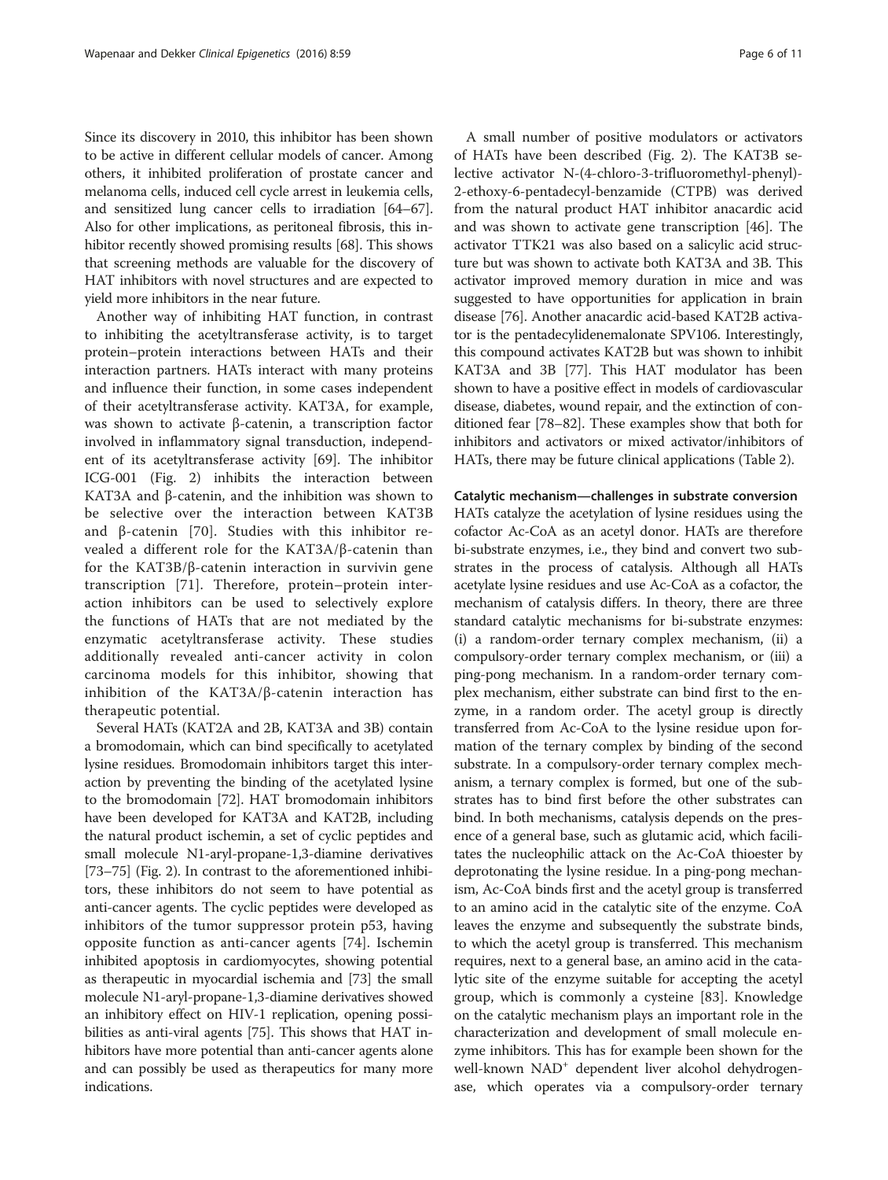Since its discovery in 2010, this inhibitor has been shown to be active in different cellular models of cancer. Among others, it inhibited proliferation of prostate cancer and melanoma cells, induced cell cycle arrest in leukemia cells, and sensitized lung cancer cells to irradiation [64–67]. Also for other implications, as peritoneal fibrosis, this inhibitor recently showed promising results [68]. This shows that screening methods are valuable for the discovery of HAT inhibitors with novel structures and are expected to yield more inhibitors in the near future.

Another way of inhibiting HAT function, in contrast to inhibiting the acetyltransferase activity, is to target protein–protein interactions between HATs and their interaction partners. HATs interact with many proteins and influence their function, in some cases independent of their acetyltransferase activity. KAT3A, for example, was shown to activate β-catenin, a transcription factor involved in inflammatory signal transduction, independent of its acetyltransferase activity [69]. The inhibitor ICG-001 (Fig. 2) inhibits the interaction between KAT3A and β-catenin, and the inhibition was shown to be selective over the interaction between KAT3B and β-catenin [70]. Studies with this inhibitor revealed a different role for the KAT3A/β-catenin than for the KAT3B/β-catenin interaction in survivin gene transcription [71]. Therefore, protein–protein interaction inhibitors can be used to selectively explore the functions of HATs that are not mediated by the enzymatic acetyltransferase activity. These studies additionally revealed anti-cancer activity in colon carcinoma models for this inhibitor, showing that inhibition of the KAT3A/β-catenin interaction has therapeutic potential.

Several HATs (KAT2A and 2B, KAT3A and 3B) contain a bromodomain, which can bind specifically to acetylated lysine residues. Bromodomain inhibitors target this interaction by preventing the binding of the acetylated lysine to the bromodomain [72]. HAT bromodomain inhibitors have been developed for KAT3A and KAT2B, including the natural product ischemin, a set of cyclic peptides and small molecule N1-aryl-propane-1,3-diamine derivatives [73–75] (Fig. 2). In contrast to the aforementioned inhibitors, these inhibitors do not seem to have potential as anti-cancer agents. The cyclic peptides were developed as inhibitors of the tumor suppressor protein p53, having opposite function as anti-cancer agents [74]. Ischemin inhibited apoptosis in cardiomyocytes, showing potential as therapeutic in myocardial ischemia and [73] the small molecule N1-aryl-propane-1,3-diamine derivatives showed an inhibitory effect on HIV-1 replication, opening possibilities as anti-viral agents [75]. This shows that HAT inhibitors have more potential than anti-cancer agents alone and can possibly be used as therapeutics for many more indications.

A small number of positive modulators or activators of HATs have been described (Fig. 2). The KAT3B selective activator N-(4-chloro-3-trifluoromethyl-phenyl)-2-ethoxy-6-pentadecyl-benzamide (CTPB) was derived from the natural product HAT inhibitor anacardic acid and was shown to activate gene transcription [46]. The activator TTK21 was also based on a salicylic acid structure but was shown to activate both KAT3A and 3B. This activator improved memory duration in mice and was suggested to have opportunities for application in brain disease [76]. Another anacardic acid-based KAT2B activator is the pentadecylidenemalonate SPV106. Interestingly, this compound activates KAT2B but was shown to inhibit KAT3A and 3B [77]. This HAT modulator has been shown to have a positive effect in models of cardiovascular disease, diabetes, wound repair, and the extinction of conditioned fear [78–82]. These examples show that both for inhibitors and activators or mixed activator/inhibitors of HATs, there may be future clinical applications (Table 2).

## Catalytic mechanism—challenges in substrate conversion

HATs catalyze the acetylation of lysine residues using the cofactor Ac-CoA as an acetyl donor. HATs are therefore bi-substrate enzymes, i.e., they bind and convert two substrates in the process of catalysis. Although all HATs acetylate lysine residues and use Ac-CoA as a cofactor, the mechanism of catalysis differs. In theory, there are three standard catalytic mechanisms for bi-substrate enzymes: (i) a random-order ternary complex mechanism, (ii) a compulsory-order ternary complex mechanism, or (iii) a ping-pong mechanism. In a random-order ternary complex mechanism, either substrate can bind first to the enzyme, in a random order. The acetyl group is directly transferred from Ac-CoA to the lysine residue upon formation of the ternary complex by binding of the second substrate. In a compulsory-order ternary complex mechanism, a ternary complex is formed, but one of the substrates has to bind first before the other substrates can bind. In both mechanisms, catalysis depends on the presence of a general base, such as glutamic acid, which facilitates the nucleophilic attack on the Ac-CoA thioester by deprotonating the lysine residue. In a ping-pong mechanism, Ac-CoA binds first and the acetyl group is transferred to an amino acid in the catalytic site of the enzyme. CoA leaves the enzyme and subsequently the substrate binds, to which the acetyl group is transferred. This mechanism requires, next to a general base, an amino acid in the catalytic site of the enzyme suitable for accepting the acetyl group, which is commonly a cysteine [83]. Knowledge on the catalytic mechanism plays an important role in the characterization and development of small molecule enzyme inhibitors. This has for example been shown for the well-known $NAD^+$ dependent liver alcohol dehydrogenase, which operates via a compulsory-order ternary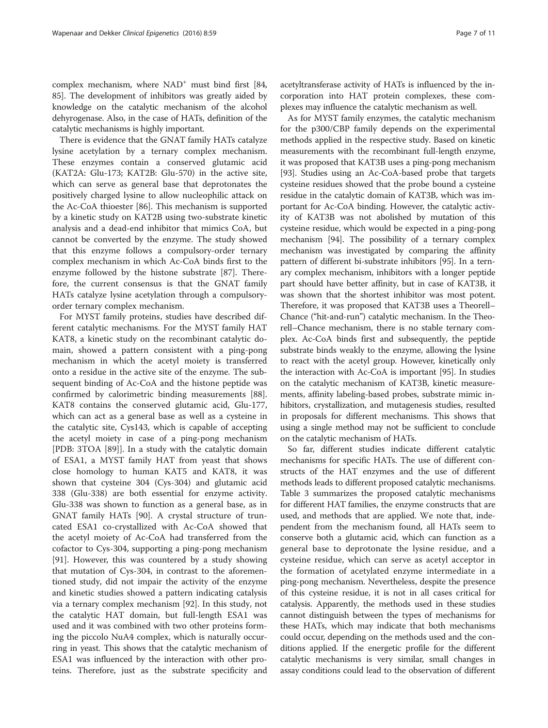complex mechanism, where $NAD^+$ must bind first [84, 85]. The development of inhibitors was greatly aided by knowledge on the catalytic mechanism of the alcohol dehyrogenase. Also, in the case of HATs, definition of the catalytic mechanisms is highly important.

There is evidence that the GNAT family HATs catalyze lysine acetylation by a ternary complex mechanism. These enzymes contain a conserved glutamic acid (KAT2A: Glu-173; KAT2B: Glu-570) in the active site, which can serve as general base that deprotonates the positively charged lysine to allow nucleophilic attack on the Ac-CoA thioester [86]. This mechanism is supported by a kinetic study on KAT2B using two-substrate kinetic analysis and a dead-end inhibitor that mimics CoA, but cannot be converted by the enzyme. The study showed that this enzyme follows a compulsory-order ternary complex mechanism in which Ac-CoA binds first to the enzyme followed by the histone substrate [87]. Therefore, the current consensus is that the GNAT family HATs catalyze lysine acetylation through a compulsory-order ternary complex mechanism.

For MYST family proteins, studies have described different catalytic mechanisms. For the MYST family HAT KAT8, a kinetic study on the recombinant catalytic domain, showed a pattern consistent with a ping-pong mechanism in which the acetyl moiety is transferred onto a residue in the active site of the enzyme. The subsequent binding of Ac-CoA and the histone peptide was confirmed by calorimetric binding measurements [88]. KAT8 contains the conserved glutamic acid, Glu-177, which can act as a general base as well as a cysteine in the catalytic site, Cys143, which is capable of accepting the acetyl moiety in case of a ping-pong mechanism [PDB: 3TOA [89]]. In a study with the catalytic domain of ESA1, a MYST family HAT from yeast that shows close homology to human KAT5 and KAT8, it was shown that cysteine 304 (Cys-304) and glutamic acid 338 (Glu-338) are both essential for enzyme activity. Glu-338 was shown to function as a general base, as in GNAT family HATs [90]. A crystal structure of truncated ESA1 co-crystallized with Ac-CoA showed that the acetyl moiety of Ac-CoA had transferred from the cofactor to Cys-304, supporting a ping-pong mechanism [91]. However, this was countered by a study showing that mutation of Cys-304, in contrast to the aforementioned study, did not impair the activity of the enzyme and kinetic studies showed a pattern indicating catalysis via a ternary complex mechanism [92]. In this study, not the catalytic HAT domain, but full-length ESA1 was used and it was combined with two other proteins forming the piccolo NuA4 complex, which is naturally occurring in yeast. This shows that the catalytic mechanism of ESA1 was influenced by the interaction with other proteins. Therefore, just as the substrate specificity and acetyltransferase activity of HATs is influenced by the incorporation into HAT protein complexes, these complexes may influence the catalytic mechanism as well.

As for MYST family enzymes, the catalytic mechanism for the p300/CBP family depends on the experimental methods applied in the respective study. Based on kinetic measurements with the recombinant full-length enzyme, it was proposed that KAT3B uses a ping-pong mechanism [93]. Studies using an Ac-CoA-based probe that targets cysteine residues showed that the probe bound a cysteine residue in the catalytic domain of KAT3B, which was important for Ac-CoA binding. However, the catalytic activity of KAT3B was not abolished by mutation of this cysteine residue, which would be expected in a ping-pong mechanism [94]. The possibility of a ternary complex mechanism was investigated by comparing the affinity pattern of different bi-substrate inhibitors [95]. In a ternary complex mechanism, inhibitors with a longer peptide part should have better affinity, but in case of KAT3B, it was shown that the shortest inhibitor was most potent. Therefore, it was proposed that KAT3B uses a Theorell–Chance ("hit-and-run") catalytic mechanism. In the Theorell–Chance mechanism, there is no stable ternary complex. Ac-CoA binds first and subsequently, the peptide substrate binds weakly to the enzyme, allowing the lysine to react with the acetyl group. However, kinetically only the interaction with Ac-CoA is important [95]. In studies on the catalytic mechanism of KAT3B, kinetic measurements, affinity labeling-based probes, substrate mimic inhibitors, crystallization, and mutagenesis studies, resulted in proposals for different mechanisms. This shows that using a single method may not be sufficient to conclude on the catalytic mechanism of HATs.

So far, different studies indicate different catalytic mechanisms for specific HATs. The use of different constructs of the HAT enzymes and the use of different methods leads to different proposed catalytic mechanisms. Table 3 summarizes the proposed catalytic mechanisms for different HAT families, the enzyme constructs that are used, and methods that are applied. We note that, independent from the mechanism found, all HATs seem to conserve both a glutamic acid, which can function as a general base to deprotonate the lysine residue, and a cysteine residue, which can serve as acetyl acceptor in the formation of acetylated enzyme intermediate in a ping-pong mechanism. Nevertheless, despite the presence of this cysteine residue, it is not in all cases critical for catalysis. Apparently, the methods used in these studies cannot distinguish between the types of mechanisms for these HATs, which may indicate that both mechanisms could occur, depending on the methods used and the conditions applied. If the energetic profile for the different catalytic mechanisms is very similar, small changes in assay conditions could lead to the observation of different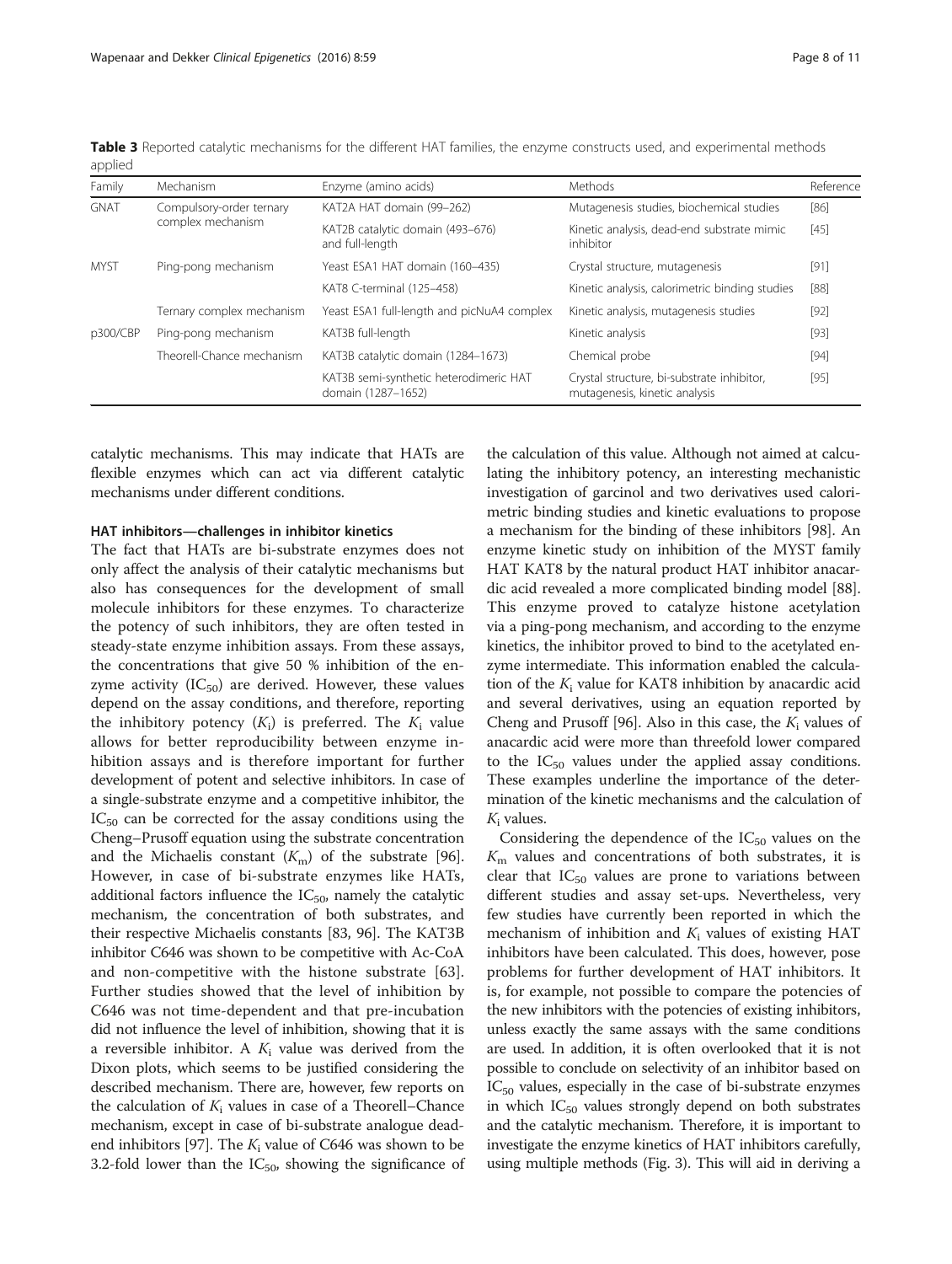**Table 3** Reported catalytic mechanisms for the different HAT families, the enzyme constructs used, and experimental methods applied

| Family | Mechanism | Enzyme (amino acids) | Methods | Reference |
|---|---|---|---|---|
| GNAT | Compulsory-order ternary complex mechanism | KAT2A HAT domain (99–262) | Mutagenesis studies, biochemical studies | [86] |
| | | KAT2B catalytic domain (493–676) and full-length | Kinetic analysis, dead-end substrate mimic inhibitor | [45] |
| MYST | Ping-pong mechanism | Yeast ESA1 HAT domain (160–435) | Crystal structure, mutagenesis | [91] |
| | | KAT8 C-terminal (125–458) | Kinetic analysis, calorimetric binding studies | [88] |
| | Ternary complex mechanism | Yeast ESA1 full-length and picNuA4 complex | Kinetic analysis, mutagenesis studies | [92] |
| p300/CBP | Ping-pong mechanism | KAT3B full-length | Kinetic analysis | [93] |
| | Theorell-Chance mechanism | KAT3B catalytic domain (1284–1673) | Chemical probe | [94] |
| | | KAT3B semi-synthetic heterodimeric HAT domain (1287–1652) | Crystal structure, bi-substrate inhibitor, mutagenesis, kinetic analysis | [95] |

catalytic mechanisms. This may indicate that HATs are flexible enzymes which can act via different catalytic mechanisms under different conditions.

#### HAT inhibitors—challenges in inhibitor kinetics

The fact that HATs are bi-substrate enzymes does not only affect the analysis of their catalytic mechanisms but also has consequences for the development of small molecule inhibitors for these enzymes. To characterize the potency of such inhibitors, they are often tested in steady-state enzyme inhibition assays. From these assays, the concentrations that give 50 % inhibition of the enzyme activity ($IC_{50}$) are derived. However, these values depend on the assay conditions, and therefore, reporting the inhibitory potency ($K_i$) is preferred. The $K_i$ value allows for better reproducibility between enzyme inhibition assays and is therefore important for further development of potent and selective inhibitors. In case of a single-substrate enzyme and a competitive inhibitor, the $IC_{50}$ can be corrected for the assay conditions using the Cheng–Prusoff equation using the substrate concentration and the Michaelis constant ($K_m$) of the substrate [96]. However, in case of bi-substrate enzymes like HATs, additional factors influence the $IC_{50}$, namely the catalytic mechanism, the concentration of both substrates, and their respective Michaelis constants [83, 96]. The KAT3B inhibitor C646 was shown to be competitive with Ac-CoA and non-competitive with the histone substrate [63]. Further studies showed that the level of inhibition by C646 was not time-dependent and that pre-incubation did not influence the level of inhibition, showing that it is a reversible inhibitor. A $K_i$ value was derived from the Dixon plots, which seems to be justified considering the described mechanism. There are, however, few reports on the calculation of $K_i$ values in case of a Theorell–Chance mechanism, except in case of bi-substrate analogue dead-end inhibitors [97]. The $K_i$ value of C646 was shown to be 3.2-fold lower than the $IC_{50}$, showing the significance of the calculation of this value. Although not aimed at calculating the inhibitory potency, an interesting mechanistic investigation of garcinol and two derivatives used calorimetric binding studies and kinetic evaluations to propose a mechanism for the binding of these inhibitors [98]. An enzyme kinetic study on inhibition of the MYST family HAT KAT8 by the natural product HAT inhibitor anacardic acid revealed a more complicated binding model [88]. This enzyme proved to catalyze histone acetylation via a ping-pong mechanism, and according to the enzyme kinetics, the inhibitor proved to bind to the acetylated enzyme intermediate. This information enabled the calculation of the $K_i$ value for KAT8 inhibition by anacardic acid and several derivatives, using an equation reported by Cheng and Prusoff [96]. Also in this case, the $K_i$ values of anacardic acid were more than threefold lower compared to the $IC_{50}$ values under the applied assay conditions. These examples underline the importance of the determination of the kinetic mechanisms and the calculation of $K_i$ values.

Considering the dependence of the $IC_{50}$ values on the $K_m$ values and concentrations of both substrates, it is clear that $IC_{50}$ values are prone to variations between different studies and assay set-ups. Nevertheless, very few studies have currently been reported in which the mechanism of inhibition and $K_i$ values of existing HAT inhibitors have been calculated. This does, however, pose problems for further development of HAT inhibitors. It is, for example, not possible to compare the potencies of the new inhibitors with the potencies of existing inhibitors, unless exactly the same assays with the same conditions are used. In addition, it is often overlooked that it is not possible to conclude on selectivity of an inhibitor based on $IC_{50}$ values, especially in the case of bi-substrate enzymes in which $IC_{50}$ values strongly depend on both substrates and the catalytic mechanism. Therefore, it is important to investigate the enzyme kinetics of HAT inhibitors carefully, using multiple methods (Fig. 3). This will aid in deriving a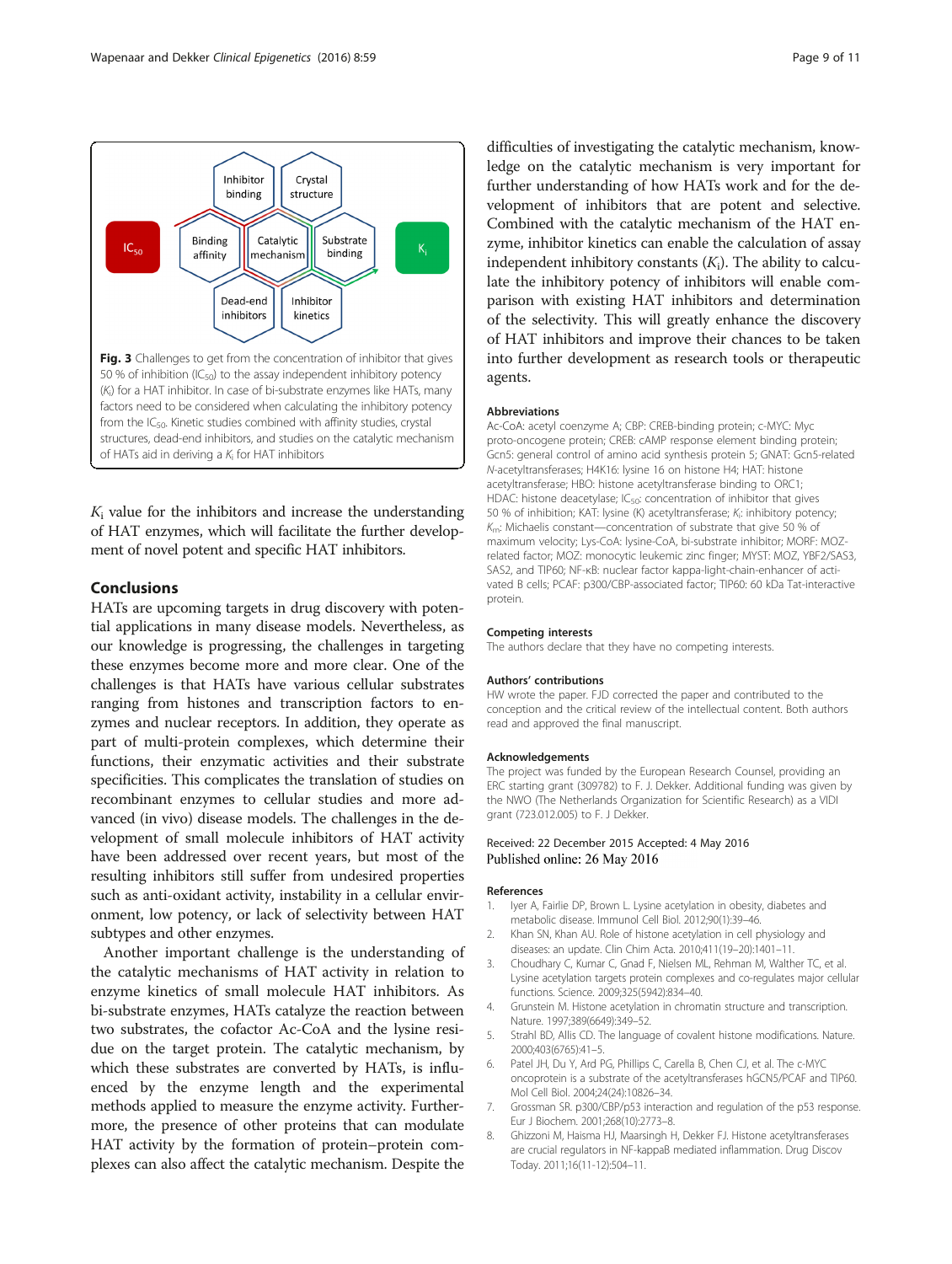Fig. 3 Challenges to get from the concentration of inhibitor that gives 50 % of inhibition ($IC_{50}$) to the assay independent inhibitory potency ($K_i$) for a HAT inhibitor. In case of bi-substrate enzymes like HATs, many factors need to be considered when calculating the inhibitory potency from the $IC_{50}$. Kinetic studies combined with affinity studies, crystal structures, dead-end inhibitors, and studies on the catalytic mechanism of HATs aid in deriving a $K_i$ for HAT inhibitors

$K_i$ value for the inhibitors and increase the understanding of HAT enzymes, which will facilitate the further development of novel potent and specific HAT inhibitors.

## Conclusions

HATs are upcoming targets in drug discovery with potential applications in many disease models. Nevertheless, as our knowledge is progressing, the challenges in targeting these enzymes become more and more clear. One of the challenges is that HATs have various cellular substrates ranging from histones and transcription factors to enzymes and nuclear receptors. In addition, they operate as part of multi-protein complexes, which determine their functions, their enzymatic activities and their substrate specificities. This complicates the translation of studies on recombinant enzymes to cellular studies and more advanced (in vivo) disease models. The challenges in the development of small molecule inhibitors of HAT activity have been addressed over recent years, but most of the resulting inhibitors still suffer from undesired properties such as anti-oxidant activity, instability in a cellular environment, low potency, or lack of selectivity between HAT subtypes and other enzymes.

Another important challenge is the understanding of the catalytic mechanisms of HAT activity in relation to enzyme kinetics of small molecule HAT inhibitors. As bi-substrate enzymes, HATs catalyze the reaction between two substrates, the cofactor Ac-CoA and the lysine residue on the target protein. The catalytic mechanism, by which these substrates are converted by HATs, is influenced by the enzyme length and the experimental methods applied to measure the enzyme activity. Furthermore, the presence of other proteins that can modulate HAT activity by the formation of protein–protein complexes can also affect the catalytic mechanism. Despite the difficulties of investigating the catalytic mechanism, knowledge on the catalytic mechanism is very important for further understanding of how HATs work and for the development of inhibitors that are potent and selective. Combined with the catalytic mechanism of the HAT enzyme, inhibitor kinetics can enable the calculation of assay independent inhibitory constants ($K_i$). The ability to calculate the inhibitory potency of inhibitors will enable comparison with existing HAT inhibitors and determination of the selectivity. This will greatly enhance the discovery of HAT inhibitors and improve their chances to be taken into further development as research tools or therapeutic agents.

### Abbreviations

Ac-CoA: acetyl coenzyme A; CBP: CREB-binding protein; c-MYC: Myc proto-oncogene protein; CREB: cAMP response element binding protein; Gcn5: general control of amino acid synthesis protein 5; GNAT: Gcn5-related *N*-acetyltransferases; H4K16: lysine 16 on histone H4; HAT: histone acetyltransferase; HBO: histone acetyltransferase binding to ORC1; HDAC: histone deacetylase; $IC_{50}$: concentration of inhibitor that gives 50 % of inhibition; KAT: lysine (K) acetyltransferase; $K_i$: inhibitory potency; $K_m$: Michaelis constant—concentration of substrate that give 50 % of maximum velocity; Lys-CoA: lysine-CoA, bi-substrate inhibitor; MORF: MOZ-related factor; MOZ: monocytic leukemic zinc finger; MYST: MOZ, YBF2/SAS3, SAS2, and TIP60; NF-κB: nuclear factor kappa-light-chain-enhancer of activated B cells; PCAF: p300/CBP-associated factor; TIP60: 60 kDa Tat-interactive protein.

### Competing interests

The authors declare that they have no competing interests.

### Authors' contributions

HW wrote the paper. FJD corrected the paper and contributed to the conception and the critical review of the intellectual content. Both authors read and approved the final manuscript.

### Acknowledgements

The project was funded by the European Research Counsel, providing an ERC starting grant (309782) to F. J. Dekker. Additional funding was given by the NWO (The Netherlands Organization for Scientific Research) as a VIDI grant (723.012.005) to F. J Dekker.

Received: 22 December 2015 Accepted: 4 May 2016
Published online: 26 May 2016

### References

1. Iyer A, Fairlie DP, Brown L. Lysine acetylation in obesity, diabetes and metabolic disease. Immunol Cell Biol. 2012;90(1):39–46.
2. Khan SN, Khan AU. Role of histone acetylation in cell physiology and diseases: an update. Clin Chim Acta. 2010;411(19–20):1401–11.
3. Choudhary C, Kumar C, Gnad F, Nielsen ML, Rehman M, Walther TC, et al. Lysine acetylation targets protein complexes and co-regulates major cellular functions. Science. 2009;325(5942):834–40.
4. Grunstein M. Histone acetylation in chromatin structure and transcription. Nature. 1997;389(6649):349–52.
5. Strahl BD, Allis CD. The language of covalent histone modifications. Nature. 2000;403(6765):41–5.
6. Patel JH, Du Y, Ard PG, Phillips C, Carella B, Chen CJ, et al. The c-MYC oncoprotein is a substrate of the acetyltransferases hGCN5/PCAF and TIP60. Mol Cell Biol. 2004;24(24):10826–34.
7. Grossman SR. p300/CBP/p53 interaction and regulation of the p53 response. Eur J Biochem. 2001;268(10):2773–8.
8. Ghizzoni M, Haisma HJ, Maarsingh H, Dekker FJ. Histone acetyltransferases are crucial regulators in NF-kappaB mediated inflammation. Drug Discov Today. 2011;16(11-12):504–11.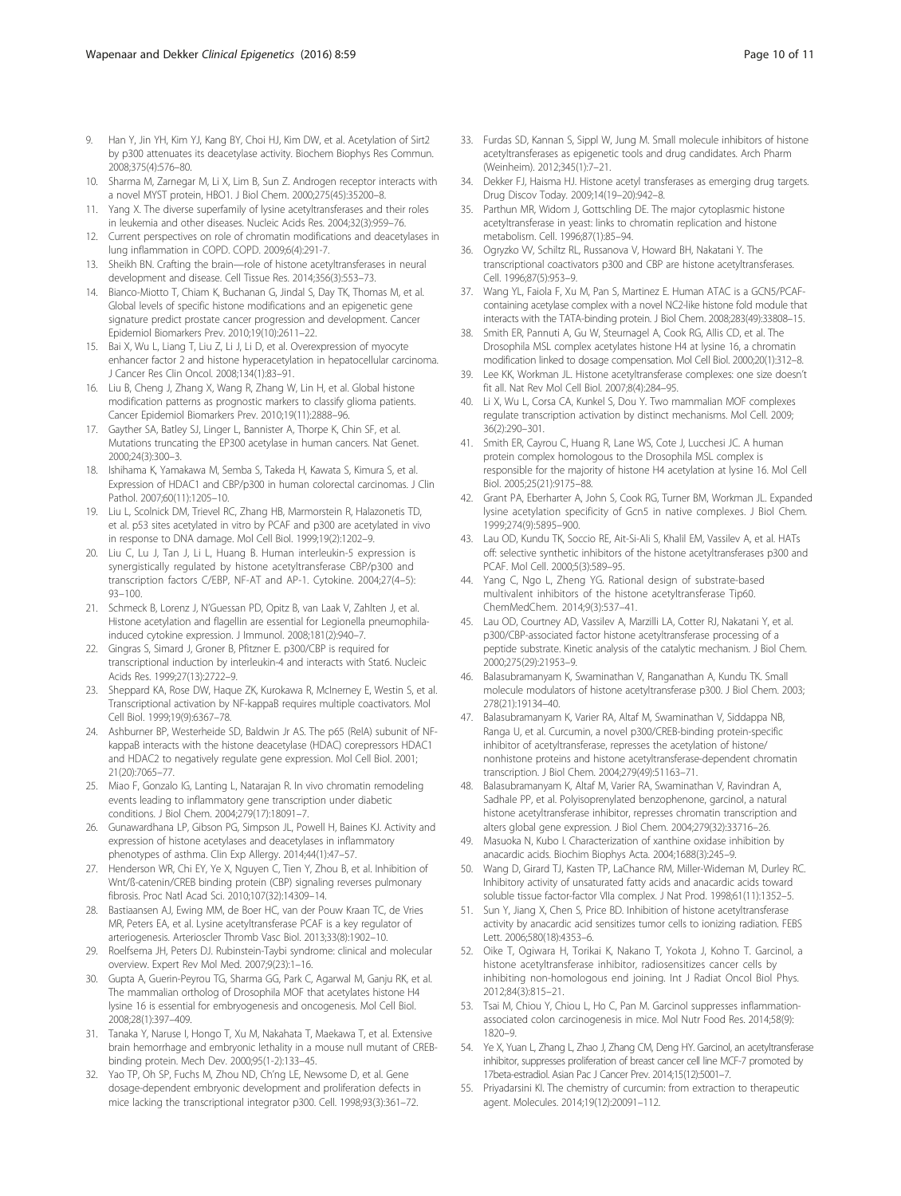9. Han Y, Jin YH, Kim YJ, Kang BY, Choi HJ, Kim DW, et al. Acetylation of Sirt2 by p300 attenuates its deacetylase activity. Biochem Biophys Res Commun. 2008;375(4):576–80.
10. Sharma M, Zarnegar M, Li X, Lim B, Sun Z. Androgen receptor interacts with a novel MYST protein, HBO1. J Biol Chem. 2000;275(45):35200–8.
11. Yang X. The diverse superfamily of lysine acetyltransferases and their roles in leukemia and other diseases. Nucleic Acids Res. 2004;32(3):959–76.
12. Current perspectives on role of chromatin modifications and deacetylases in lung inflammation in COPD. COPD. 2009;6(4):291-7.
13. Sheikh BN. Crafting the brain—role of histone acetyltransferases in neural development and disease. Cell Tissue Res. 2014;356(3):553–73.
14. Bianco-Miotto T, Chiam K, Buchanan G, Jindal S, Day TK, Thomas M, et al. Global levels of specific histone modifications and an epigenetic gene signature predict prostate cancer progression and development. Cancer Epidemiol Biomarkers Prev. 2010;19(10):2611–22.
15. Bai X, Wu L, Liang T, Liu Z, Li J, Li D, et al. Overexpression of myocyte enhancer factor 2 and histone hyperacetylation in hepatocellular carcinoma. J Cancer Res Clin Oncol. 2008;134(1):83–91.
16. Liu B, Cheng J, Zhang X, Wang R, Zhang W, Lin H, et al. Global histone modification patterns as prognostic markers to classify glioma patients. Cancer Epidemiol Biomarkers Prev. 2010;19(11):2888–96.
17. Gayther SA, Batley SJ, Linger L, Bannister A, Thorpe K, Chin SF, et al. Mutations truncating the EP300 acetylase in human cancers. Nat Genet. 2000;24(3):300–3.
18. Ishihama K, Yamakawa M, Semba S, Takeda H, Kawata S, Kimura S, et al. Expression of HDAC1 and CBP/p300 in human colorectal carcinomas. J Clin Pathol. 2007;60(11):1205–10.
19. Liu L, Scolnick DM, Trievel RC, Zhang HB, Marmorstein R, Halazonetis TD, et al. p53 sites acetylated in vitro by PCAF and p300 are acetylated in vivo in response to DNA damage. Mol Cell Biol. 1999;19(2):1202–9.
20. Liu C, Lu J, Tan J, Li L, Huang B. Human interleukin-5 expression is synergistically regulated by histone acetyltransferase CBP/p300 and transcription factors C/EBP, NF-AT and AP-1. Cytokine. 2004;27(4–5): 93–100.
21. Schmeck B, Lorenz J, N'Guessan PD, Opitz B, van Laak V, Zahlten J, et al. Histone acetylation and flagellin are essential for Legionella pneumophila-induced cytokine expression. J Immunol. 2008;181(2):940–7.
22. Gingras S, Simard J, Groner B, Pfitzner E. p300/CBP is required for transcriptional induction by interleukin-4 and interacts with Stat6. Nucleic Acids Res. 1999;27(13):2722–9.
23. Sheppard KA, Rose DW, Haque ZK, Kurokawa R, McInerney E, Westin S, et al. Transcriptional activation by NF-kappaB requires multiple coactivators. Mol Cell Biol. 1999;19(9):6367–78.
24. Ashburner BP, Westerheide SD, Baldwin Jr AS. The p65 (RelA) subunit of NF-kappaB interacts with the histone deacetylase (HDAC) corepressors HDAC1 and HDAC2 to negatively regulate gene expression. Mol Cell Biol. 2001; 21(20):7065–77.
25. Miao F, Gonzalo IG, Lanting L, Natarajan R. In vivo chromatin remodeling events leading to inflammatory gene transcription under diabetic conditions. J Biol Chem. 2004;279(17):18091–7.
26. Gunawardhana LP, Gibson PG, Simpson JL, Powell H, Baines KJ. Activity and expression of histone acetylases and deacetylases in inflammatory phenotypes of asthma. Clin Exp Allergy. 2014;44(1):47–57.
27. Henderson WR, Chi EY, Ye X, Nguyen C, Tien Y, Zhou B, et al. Inhibition of Wnt/ß-catenin/CREB binding protein (CBP) signaling reverses pulmonary fibrosis. Proc Natl Acad Sci. 2010;107(32):14309–14.
28. Bastiaansen AJ, Ewing MM, de Boer HC, van der Pouw Kraan TC, de Vries MR, Peters EA, et al. Lysine acetyltransferase PCAF is a key regulator of arteriogenesis. Arterioscler Thromb Vasc Biol. 2013;33(8):1902–10.
29. Roelfsema JH, Peters DJ. Rubinstein-Taybi syndrome: clinical and molecular overview. Expert Rev Mol Med. 2007;9(23):1–16.
30. Gupta A, Guerin-Peyrou TG, Sharma GG, Park C, Agarwal M, Ganju RK, et al. The mammalian ortholog of Drosophila MOF that acetylates histone H4 lysine 16 is essential for embryogenesis and oncogenesis. Mol Cell Biol. 2008;28(1):397–409.
31. Tanaka Y, Naruse I, Hongo T, Xu M, Nakahata T, Maekawa T, et al. Extensive brain hemorrhage and embryonic lethality in a mouse null mutant of CREB-binding protein. Mech Dev. 2000;95(1-2):133–45.
32. Yao TP, Oh SP, Fuchs M, Zhou ND, Ch'ng LE, Newsome D, et al. Gene dosage-dependent embryonic development and proliferation defects in mice lacking the transcriptional integrator p300. Cell. 1998;93(3):361–72.
33. Furdas SD, Kannan S, Sippl W, Jung M. Small molecule inhibitors of histone acetyltransferases as epigenetic tools and drug candidates. Arch Pharm (Weinheim). 2012;345(1):7–21.
34. Dekker FJ, Haisma HJ. Histone acetyl transferases as emerging drug targets. Drug Discov Today. 2009;14(19–20):942–8.
35. Parthun MR, Widom J, Gottschling DE. The major cytoplasmic histone acetyltransferase in yeast: links to chromatin replication and histone metabolism. Cell. 1996;87(1):85–94.
36. Ogryzko VV, Schiltz RL, Russanova V, Howard BH, Nakatani Y. The transcriptional coactivators p300 and CBP are histone acetyltransferases. Cell. 1996;87(5):953–9.
37. Wang YL, Faiola F, Xu M, Pan S, Martinez E. Human ATAC is a GCN5/PCAF-containing acetylase complex with a novel NC2-like histone fold module that interacts with the TATA-binding protein. J Biol Chem. 2008;283(49):33808–15.
38. Smith ER, Pannuti A, Gu W, Steurnagel A, Cook RG, Allis CD, et al. The Drosophila MSL complex acetylates histone H4 at lysine 16, a chromatin modification linked to dosage compensation. Mol Cell Biol. 2000;20(1):312–8.
39. Lee KK, Workman JL. Histone acetyltransferase complexes: one size doesn't fit all. Nat Rev Mol Cell Biol. 2007;8(4):284–95.
40. Li X, Wu L, Corsa CA, Kunkel S, Dou Y. Two mammalian MOF complexes regulate transcription activation by distinct mechanisms. Mol Cell. 2009; 36(2):290–301.
41. Smith ER, Cayrou C, Huang R, Lane WS, Cote J, Lucchesi JC. A human protein complex homologous to the Drosophila MSL complex is responsible for the majority of histone H4 acetylation at lysine 16. Mol Cell Biol. 2005;25(21):9175–88.
42. Grant PA, Eberharter A, John S, Cook RG, Turner BM, Workman JL. Expanded lysine acetylation specificity of Gcn5 in native complexes. J Biol Chem. 1999;274(9):5895–900.
43. Lau OD, Kundu TK, Soccio RE, Ait-Si-Ali S, Khalil EM, Vassilev A, et al. HATs off: selective synthetic inhibitors of the histone acetyltransferases p300 and PCAF. Mol Cell. 2000;5(3):589–95.
44. Yang C, Ngo L, Zheng YG. Rational design of substrate-based multivalent inhibitors of the histone acetyltransferase Tip60. ChemMedChem. 2014;9(3):537–41.
45. Lau OD, Courtney AD, Vassilev A, Marzilli LA, Cotter RJ, Nakatani Y, et al. p300/CBP-associated factor histone acetyltransferase processing of a peptide substrate. Kinetic analysis of the catalytic mechanism. J Biol Chem. 2000;275(29):21953–9.
46. Balasubramanyam K, Swaminathan V, Ranganathan A, Kundu TK. Small molecule modulators of histone acetyltransferase p300. J Biol Chem. 2003; 278(21):19134–40.
47. Balasubramanyam K, Varier RA, Altaf M, Swaminathan V, Siddappa NB, Ranga U, et al. Curcumin, a novel p300/CREB-binding protein-specific inhibitor of acetyltransferase, represses the acetylation of histone/nonhistone proteins and histone acetyltransferase-dependent chromatin transcription. J Biol Chem. 2004;279(49):51163–71.
48. Balasubramanyam K, Altaf M, Varier RA, Swaminathan V, Ravindran A, Sadhale PP, et al. Polyisoprenylated benzophenone, garcinol, a natural histone acetyltransferase inhibitor, represses chromatin transcription and alters global gene expression. J Biol Chem. 2004;279(32):33716–26.
49. Masuoka N, Kubo I. Characterization of xanthine oxidase inhibition by anacardic acids. Biochim Biophys Acta. 2004;1688(3):245–9.
50. Wang D, Girard TJ, Kasten TP, LaChance RM, Miller-Wideman M, Durley RC. Inhibitory activity of unsaturated fatty acids and anacardic acids toward soluble tissue factor-factor VIIa complex. J Nat Prod. 1998;61(11):1352–5.
51. Sun Y, Jiang X, Chen S, Price BD. Inhibition of histone acetyltransferase activity by anacardic acid sensitizes tumor cells to ionizing radiation. FEBS Lett. 2006;580(18):4353–6.
52. Oike T, Ogiwara H, Torikai K, Nakano T, Yokota J, Kohno T. Garcinol, a histone acetyltransferase inhibitor, radiosensitizes cancer cells by inhibiting non-homologous end joining. Int J Radiat Oncol Biol Phys. 2012;84(3):815–21.
53. Tsai M, Chiou Y, Chiou L, Ho C, Pan M. Garcinol suppresses inflammation-associated colon carcinogenesis in mice. Mol Nutr Food Res. 2014;58(9): 1820–9.
54. Ye X, Yuan L, Zhang L, Zhao J, Zhang CM, Deng HY. Garcinol, an acetyltransferase inhibitor, suppresses proliferation of breast cancer cell line MCF-7 promoted by 17beta-estradiol. Asian Pac J Cancer Prev. 2014;15(12):5001–7.
55. Priyadarsini KI. The chemistry of curcumin: from extraction to therapeutic agent. Molecules. 2014;19(12):20091–112.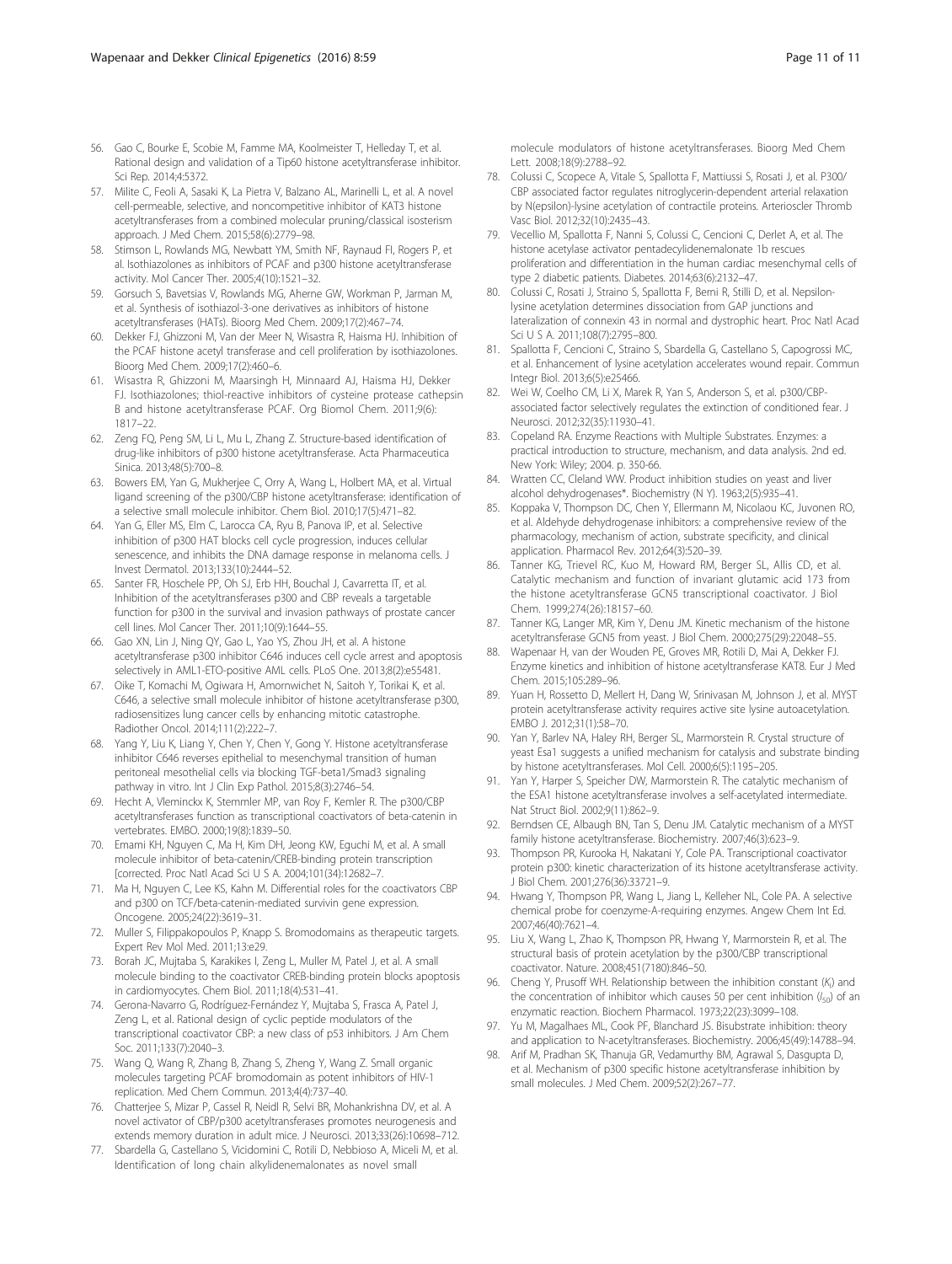56. Gao C, Bourke E, Scobie M, Famme MA, Koolmeister T, Helleday T, et al. Rational design and validation of a Tip60 histone acetyltransferase inhibitor. Sci Rep. 2014;4:5372.
57. Milite C, Feoli A, Sasaki K, La Pietra V, Balzano AL, Marinelli L, et al. A novel cell-permeable, selective, and noncompetitive inhibitor of KAT3 histone acetyltransferases from a combined molecular pruning/classical isosterism approach. J Med Chem. 2015;58(6):2779–98.
58. Stimson L, Rowlands MG, Newbatt YM, Smith NF, Raynaud FI, Rogers P, et al. Isothiazolones as inhibitors of PCAF and p300 histone acetyltransferase activity. Mol Cancer Ther. 2005;4(10):1521–32.
59. Gorsuch S, Bavetsias V, Rowlands MG, Aherne GW, Workman P, Jarman M, et al. Synthesis of isothiazol-3-one derivatives as inhibitors of histone acetyltransferases (HATs). Bioorg Med Chem. 2009;17(2):467–74.
60. Dekker FJ, Ghizzoni M, Van der Meer N, Wisastra R, Haisma HJ. Inhibition of the PCAF histone acetyl transferase and cell proliferation by isothiazolones. Bioorg Med Chem. 2009;17(2):460–6.
61. Wisastra R, Ghizzoni M, Maarsingh H, Minnaard AJ, Haisma HJ, Dekker FJ. Isothiazolones; thiol-reactive inhibitors of cysteine protease cathepsin B and histone acetyltransferase PCAF. Org Biomol Chem. 2011;9(6): 1817–22.
62. Zeng FQ, Peng SM, Li L, Mu L, Zhang Z. Structure-based identification of drug-like inhibitors of p300 histone acetyltransferase. Acta Pharmaceutica Sinica. 2013;48(5):700–8.
63. Bowers EM, Yan G, Mukherjee C, Orry A, Wang L, Holbert MA, et al. Virtual ligand screening of the p300/CBP histone acetyltransferase: identification of a selective small molecule inhibitor. Chem Biol. 2010;17(5):471–82.
64. Yan G, Eller MS, Elm C, Larocca CA, Ryu B, Panova IP, et al. Selective inhibition of p300 HAT blocks cell cycle progression, induces cellular senescence, and inhibits the DNA damage response in melanoma cells. J Invest Dermatol. 2013;133(10):2444–52.
65. Santer FR, Hoschele PP, Oh SJ, Erb HH, Bouchal J, Cavarretta IT, et al. Inhibition of the acetyltransferases p300 and CBP reveals a targetable function for p300 in the survival and invasion pathways of prostate cancer cell lines. Mol Cancer Ther. 2011;10(9):1644–55.
66. Gao XN, Lin J, Ning QY, Gao L, Yao YS, Zhou JH, et al. A histone acetyltransferase p300 inhibitor C646 induces cell cycle arrest and apoptosis selectively in AML1-ETO-positive AML cells. PLoS One. 2013;8(2):e55481.
67. Oike T, Komachi M, Ogiwara H, Amornwichet N, Saitoh Y, Torikai K, et al. C646, a selective small molecule inhibitor of histone acetyltransferase p300, radiosensitizes lung cancer cells by enhancing mitotic catastrophe. Radiother Oncol. 2014;111(2):222–7.
68. Yang Y, Liu K, Liang Y, Chen Y, Chen Y, Gong Y. Histone acetyltransferase inhibitor C646 reverses epithelial to mesenchymal transition of human peritoneal mesothelial cells via blocking TGF-beta1/Smad3 signaling pathway in vitro. Int J Clin Exp Pathol. 2015;8(3):2746–54.
69. Hecht A, Vleminckx K, Stemmler MP, van Roy F, Kemler R. The p300/CBP acetyltransferases function as transcriptional coactivators of beta-catenin in vertebrates. EMBO. 2000;19(8):1839–50.
70. Emami KH, Nguyen C, Ma H, Kim DH, Jeong KW, Eguchi M, et al. A small molecule inhibitor of beta-catenin/CREB-binding protein transcription [corrected. Proc Natl Acad Sci U S A. 2004;101(34):12682–7.
71. Ma H, Nguyen C, Lee KS, Kahn M. Differential roles for the coactivators CBP and p300 on TCF/beta-catenin-mediated survivin gene expression. Oncogene. 2005;24(22):3619–31.
72. Muller S, Filippakopoulos P, Knapp S. Bromodomains as therapeutic targets. Expert Rev Mol Med. 2011;13:e29.
73. Borah JC, Mujtaba S, Karakikes I, Zeng L, Muller M, Patel J, et al. A small molecule binding to the coactivator CREB-binding protein blocks apoptosis in cardiomyocytes. Chem Biol. 2011;18(4):531–41.
74. Gerona-Navarro G, Rodríguez-Fernández Y, Mujtaba S, Frasca A, Patel J, Zeng L, et al. Rational design of cyclic peptide modulators of the transcriptional coactivator CBP: a new class of p53 inhibitors. J Am Chem Soc. 2011;133(7):2040–3.
75. Wang Q, Wang R, Zhang B, Zhang S, Zheng Y, Wang Z. Small organic molecules targeting PCAF bromodomain as potent inhibitors of HIV-1 replication. Med Chem Commun. 2013;4(4):737–40.
76. Chatterjee S, Mizar P, Cassel R, Neidl R, Selvi BR, Mohankrishna DV, et al. A novel activator of CBP/p300 acetyltransferases promotes neurogenesis and extends memory duration in adult mice. J Neurosci. 2013;33(26):10698–712.
77. Sbardella G, Castellano S, Vicidomini C, Rotili D, Nebbioso A, Miceli M, et al. Identification of long chain alkylidenemalonates as novel small molecule modulators of histone acetyltransferases. Bioorg Med Chem Lett. 2008;18(9):2788–92.
78. Colussi C, Scopece A, Vitale S, Spallotta F, Mattiussi S, Rosati J, et al. P300/CBP associated factor regulates nitroglycerin-dependent arterial relaxation by N(epsilon)-lysine acetylation of contractile proteins. Arterioscler Thromb Vasc Biol. 2012;32(10):2435–43.
79. Vecellio M, Spallotta F, Nanni S, Colussi C, Cencioni C, Derlet A, et al. The histone acetylase activator pentadecylidenemalonate 1b rescues proliferation and differentiation in the human cardiac mesenchymal cells of type 2 diabetic patients. Diabetes. 2014;63(6):2132–47.
80. Colussi C, Rosati J, Straino S, Spallotta F, Berni R, Stilli D, et al. Nepsilon-lysine acetylation determines dissociation from GAP junctions and lateralization of connexin 43 in normal and dystrophic heart. Proc Natl Acad Sci U S A. 2011;108(7):2795–800.
81. Spallotta F, Cencioni C, Straino S, Sbardella G, Castellano S, Capogrossi MC, et al. Enhancement of lysine acetylation accelerates wound repair. Commun Integr Biol. 2013;6(5):e25466.
82. Wei W, Coelho CM, Li X, Marek R, Yan S, Anderson S, et al. p300/CBP-associated factor selectively regulates the extinction of conditioned fear. J Neurosci. 2012;32(35):11930–41.
83. Copeland RA. Enzyme Reactions with Multiple Substrates. Enzymes: a practical introduction to structure, mechanism, and data analysis. 2nd ed. New York: Wiley; 2004. p. 350-66.
84. Wratten CC, Cleland WW. Product inhibition studies on yeast and liver alcohol dehydrogenases*. Biochemistry (N Y). 1963;2(5):935–41.
85. Koppaka V, Thompson DC, Chen Y, Ellermann M, Nicolaou KC, Juvonen RO, et al. Aldehyde dehydrogenase inhibitors: a comprehensive review of the pharmacology, mechanism of action, substrate specificity, and clinical application. Pharmacol Rev. 2012;64(3):520–39.
86. Tanner KG, Trievel RC, Kuo M, Howard RM, Berger SL, Allis CD, et al. Catalytic mechanism and function of invariant glutamic acid 173 from the histone acetyltransferase GCN5 transcriptional coactivator. J Biol Chem. 1999;274(26):18157–60.
87. Tanner KG, Langer MR, Kim Y, Denu JM. Kinetic mechanism of the histone acetyltransferase GCN5 from yeast. J Biol Chem. 2000;275(29):22048–55.
88. Wapenaar H, van der Wouden PE, Groves MR, Rotili D, Mai A, Dekker FJ. Enzyme kinetics and inhibition of histone acetyltransferase KAT8. Eur J Med Chem. 2015;105:289–96.
89. Yuan H, Rossetto D, Mellert H, Dang W, Srinivasan M, Johnson J, et al. MYST protein acetyltransferase activity requires active site lysine autoacetylation. EMBO J. 2012;31(1):58–70.
90. Yan Y, Barlev NA, Haley RH, Berger SL, Marmorstein R. Crystal structure of yeast Esa1 suggests a unified mechanism for catalysis and substrate binding by histone acetyltransferases. Mol Cell. 2000;6(5):1195–205.
91. Yan Y, Harper S, Speicher DW, Marmorstein R. The catalytic mechanism of the ESA1 histone acetyltransferase involves a self-acetylated intermediate. Nat Struct Biol. 2002;9(11):862–9.
92. Berndsen CE, Albaugh BN, Tan S, Denu JM. Catalytic mechanism of a MYST family histone acetyltransferase. Biochemistry. 2007;46(3):623–9.
93. Thompson PR, Kurooka H, Nakatani Y, Cole PA. Transcriptional coactivator protein p300: kinetic characterization of its histone acetyltransferase activity. J Biol Chem. 2001;276(36):33721–9.
94. Hwang Y, Thompson PR, Wang L, Jiang L, Kelleher NL, Cole PA. A selective chemical probe for coenzyme-A-requiring enzymes. Angew Chem Int Ed. 2007;46(40):7621–4.
95. Liu X, Wang L, Zhao K, Thompson PR, Hwang Y, Marmorstein R, et al. The structural basis of protein acetylation by the p300/CBP transcriptional coactivator. Nature. 2008;451(7180):846–50.
96. Cheng Y, Prusoff WH. Relationship between the inhibition constant ($K_i$) and the concentration of inhibitor which causes 50 per cent inhibition ($I_{50}$) of an enzymatic reaction. Biochem Pharmacol. 1973;22(23):3099–108.
97. Yu M, Magalhaes ML, Cook PF, Blanchard JS. Bisubstrate inhibition: theory and application to N-acetyltransferases. Biochemistry. 2006;45(49):14788–94.
98. Arif M, Pradhan SK, Thanuja GR, Vedamurthy BM, Agrawal S, Dasgupta D, et al. Mechanism of p300 specific histone acetyltransferase inhibition by small molecules. J Med Chem. 2009;52(2):267–77.